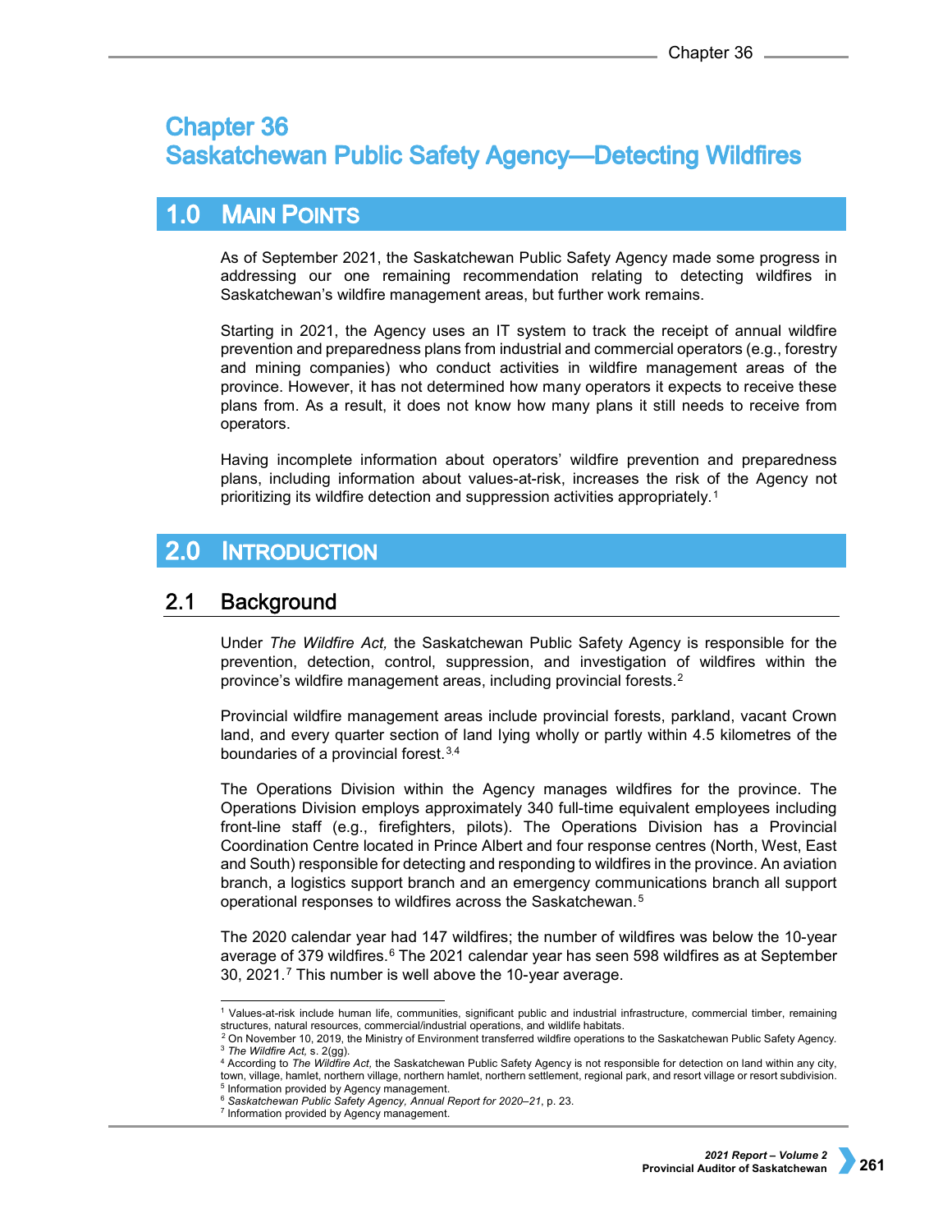# Chapter 36
# Saskatchewan Public Safety Agency—Detecting Wildfires

## 1.0 Main Points

As of September 2021, the Saskatchewan Public Safety Agency made some progress in addressing our one remaining recommendation relating to detecting wildfires in Saskatchewan's wildfire management areas, but further work remains.

Starting in 2021, the Agency uses an IT system to track the receipt of annual wildfire prevention and preparedness plans from industrial and commercial operators (e.g., forestry and mining companies) who conduct activities in wildfire management areas of the province. However, it has not determined how many operators it expects to receive these plans from. As a result, it does not know how many plans it still needs to receive from operators.

Having incomplete information about operators' wildfire prevention and preparedness plans, including information about values-at-risk, increases the risk of the Agency not prioritizing its wildfire detection and suppression activities appropriately.[1]

## 2.0 Introduction

### 2.1 Background

Under *The Wildfire Act,* the Saskatchewan Public Safety Agency is responsible for the prevention, detection, control, suppression, and investigation of wildfires within the province's wildfire management areas, including provincial forests.[2]

Provincial wildfire management areas include provincial forests, parkland, vacant Crown land, and every quarter section of land lying wholly or partly within 4.5 kilometres of the boundaries of a provincial forest.[3,4]

The Operations Division within the Agency manages wildfires for the province. The Operations Division employs approximately 340 full-time equivalent employees including front-line staff (e.g., firefighters, pilots). The Operations Division has a Provincial Coordination Centre located in Prince Albert and four response centres (North, West, East and South) responsible for detecting and responding to wildfires in the province. An aviation branch, a logistics support branch and an emergency communications branch all support operational responses to wildfires across the Saskatchewan.[5]

The 2020 calendar year had 147 wildfires; the number of wildfires was below the 10-year average of 379 wildfires.[6] The 2021 calendar year has seen 598 wildfires as at September 30, 2021.[7] This number is well above the 10-year average.

---

[1] Values-at-risk include human life, communities, significant public and industrial infrastructure, commercial timber, remaining structures, natural resources, commercial/industrial operations, and wildlife habitats.

[2] On November 10, 2019, the Ministry of Environment transferred wildfire operations to the Saskatchewan Public Safety Agency.

[3] *The Wildfire Act,* s. 2(gg).

[4] According to *The Wildfire Act,* the Saskatchewan Public Safety Agency is not responsible for detection on land within any city, town, village, hamlet, northern village, northern hamlet, northern settlement, regional park, and resort village or resort subdivision.

[5] Information provided by Agency management.

[6] *Saskatchewan Public Safety Agency, Annual Report for 2020–21*, p. 23.

[7] Information provided by Agency management.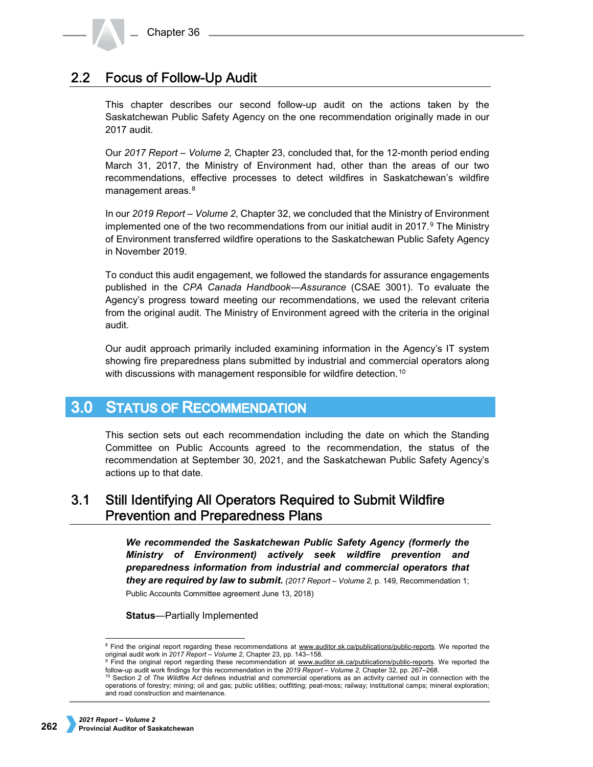## 2.2 Focus of Follow-Up Audit

This chapter describes our second follow-up audit on the actions taken by the Saskatchewan Public Safety Agency on the one recommendation originally made in our 2017 audit.

Our *2017 Report – Volume 2,* Chapter 23, concluded that, for the 12-month period ending March 31, 2017, the Ministry of Environment had, other than the areas of our two recommendations, effective processes to detect wildfires in Saskatchewan's wildfire management areas.[8]

In our *2019 Report – Volume 2*, Chapter 32, we concluded that the Ministry of Environment implemented one of the two recommendations from our initial audit in 2017.[9] The Ministry of Environment transferred wildfire operations to the Saskatchewan Public Safety Agency in November 2019.

To conduct this audit engagement, we followed the standards for assurance engagements published in the *CPA Canada Handbook—Assurance* (CSAE 3001). To evaluate the Agency's progress toward meeting our recommendations, we used the relevant criteria from the original audit. The Ministry of Environment agreed with the criteria in the original audit.

Our audit approach primarily included examining information in the Agency's IT system showing fire preparedness plans submitted by industrial and commercial operators along with discussions with management responsible for wildfire detection.[10]

# 3.0 Status of Recommendation

This section sets out each recommendation including the date on which the Standing Committee on Public Accounts agreed to the recommendation, the status of the recommendation at September 30, 2021, and the Saskatchewan Public Safety Agency's actions up to that date.

## 3.1 Still Identifying All Operators Required to Submit Wildfire Prevention and Preparedness Plans

***We recommended the Saskatchewan Public Safety Agency (formerly the Ministry of Environment) actively seek wildfire prevention and preparedness information from industrial and commercial operators that they are required by law to submit.*** (*2017 Report – Volume 2,* p. 149, Recommendation 1; Public Accounts Committee agreement June 13, 2018)

**Status**—Partially Implemented

---

[8] Find the original report regarding these recommendations at www.auditor.sk.ca/publications/public-reports. We reported the original audit work in *2017 Report – Volume 2,* Chapter 23, pp. 143–158.

[9] Find the original report regarding these recommendation at www.auditor.sk.ca/publications/public-reports. We reported the follow-up audit work findings for this recommendation in the *2019 Report – Volume 2,* Chapter 32, pp. 267–268.

[10] Section 2 of *The Wildfire Act* defines industrial and commercial operations as an activity carried out in connection with the operations of forestry; mining; oil and gas; public utilities; outfitting; peat-moss; railway; institutional camps; mineral exploration; and road construction and maintenance.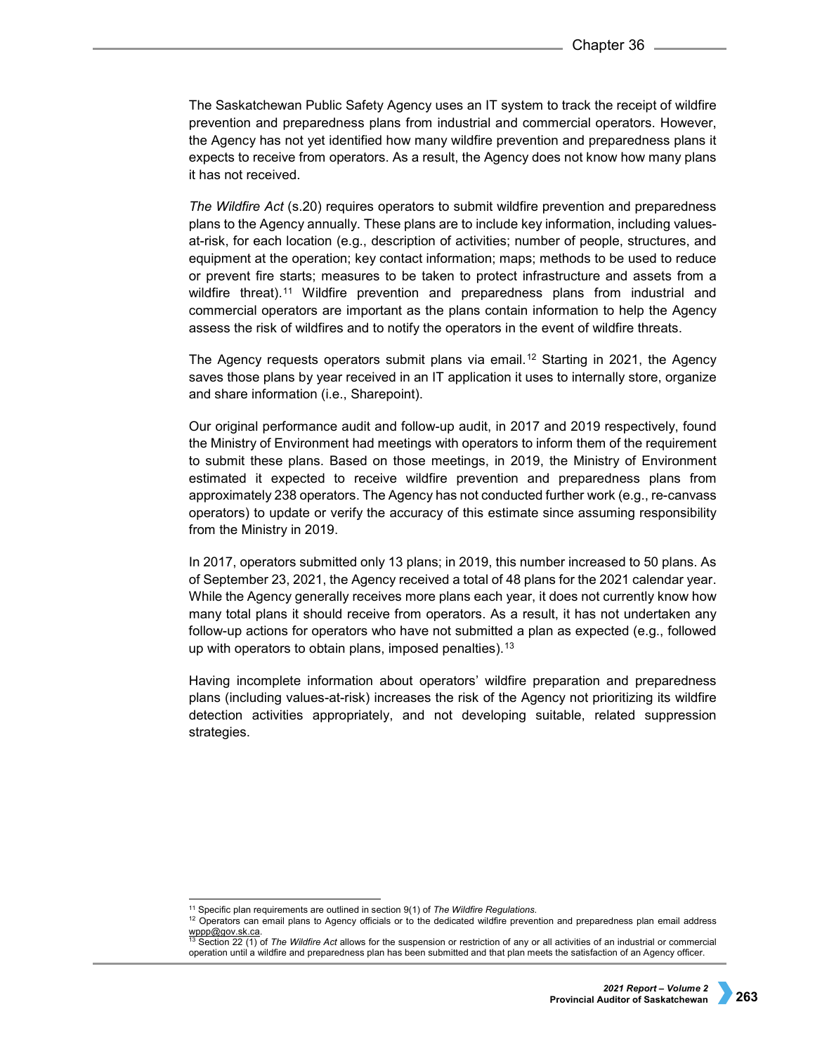The Saskatchewan Public Safety Agency uses an IT system to track the receipt of wildfire prevention and preparedness plans from industrial and commercial operators. However, the Agency has not yet identified how many wildfire prevention and preparedness plans it expects to receive from operators. As a result, the Agency does not know how many plans it has not received.

*The Wildfire Act* (s.20) requires operators to submit wildfire prevention and preparedness plans to the Agency annually. These plans are to include key information, including values-at-risk, for each location (e.g., description of activities; number of people, structures, and equipment at the operation; key contact information; maps; methods to be used to reduce or prevent fire starts; measures to be taken to protect infrastructure and assets from a wildfire threat).[11] Wildfire prevention and preparedness plans from industrial and commercial operators are important as the plans contain information to help the Agency assess the risk of wildfires and to notify the operators in the event of wildfire threats.

The Agency requests operators submit plans via email.[12] Starting in 2021, the Agency saves those plans by year received in an IT application it uses to internally store, organize and share information (i.e., Sharepoint).

Our original performance audit and follow-up audit, in 2017 and 2019 respectively, found the Ministry of Environment had meetings with operators to inform them of the requirement to submit these plans. Based on those meetings, in 2019, the Ministry of Environment estimated it expected to receive wildfire prevention and preparedness plans from approximately 238 operators. The Agency has not conducted further work (e.g., re-canvass operators) to update or verify the accuracy of this estimate since assuming responsibility from the Ministry in 2019.

In 2017, operators submitted only 13 plans; in 2019, this number increased to 50 plans. As of September 23, 2021, the Agency received a total of 48 plans for the 2021 calendar year. While the Agency generally receives more plans each year, it does not currently know how many total plans it should receive from operators. As a result, it has not undertaken any follow-up actions for operators who have not submitted a plan as expected (e.g., followed up with operators to obtain plans, imposed penalties).[13]

Having incomplete information about operators' wildfire preparation and preparedness plans (including values-at-risk) increases the risk of the Agency not prioritizing its wildfire detection activities appropriately, and not developing suitable, related suppression strategies.

---

[11] Specific plan requirements are outlined in section 9(1) of *The Wildfire Regulations*.

[12] Operators can email plans to Agency officials or to the dedicated wildfire prevention and preparedness plan email address wppp@gov.sk.ca.

[13] Section 22 (1) of *The Wildfire Act* allows for the suspension or restriction of any or all activities of an industrial or commercial operation until a wildfire and preparedness plan has been submitted and that plan meets the satisfaction of an Agency officer.